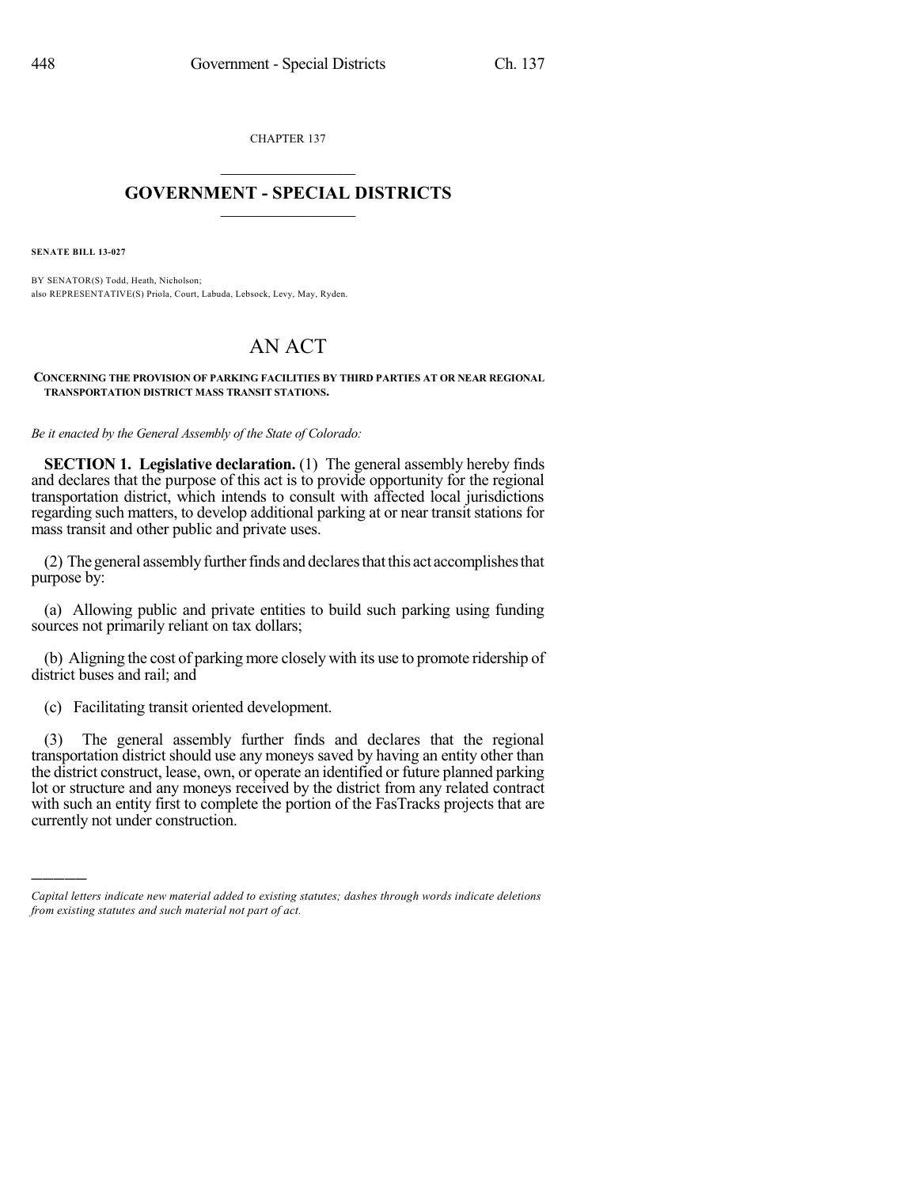CHAPTER 137

# GOVERNMENT - SPECIAL DISTRICTS

**SENATE BILL 13-027**

BY SENATOR(S) Todd, Heath, Nicholson;
also REPRESENTATIVE(S) Priola, Court, Labuda, Lebsock, Levy, May, Ryden.

# AN ACT

**CONCERNING THE PROVISION OF PARKING FACILITIES BY THIRD PARTIES AT OR NEAR REGIONAL TRANSPORTATION DISTRICT MASS TRANSIT STATIONS.**

*Be it enacted by the General Assembly of the State of Colorado:*

**SECTION 1. Legislative declaration.** (1) The general assembly hereby finds and declares that the purpose of this act is to provide opportunity for the regional transportation district, which intends to consult with affected local jurisdictions regarding such matters, to develop additional parking at or near transit stations for mass transit and other public and private uses.

(2) The general assembly further finds and declares that this act accomplishes that purpose by:

(a) Allowing public and private entities to build such parking using funding sources not primarily reliant on tax dollars;

(b) Aligning the cost of parking more closely with its use to promote ridership of district buses and rail; and

(c) Facilitating transit oriented development.

(3) The general assembly further finds and declares that the regional transportation district should use any moneys saved by having an entity other than the district construct, lease, own, or operate an identified or future planned parking lot or structure and any moneys received by the district from any related contract with such an entity first to complete the portion of the FasTracks projects that are currently not under construction.

---

*Capital letters indicate new material added to existing statutes; dashes through words indicate deletions from existing statutes and such material not part of act.*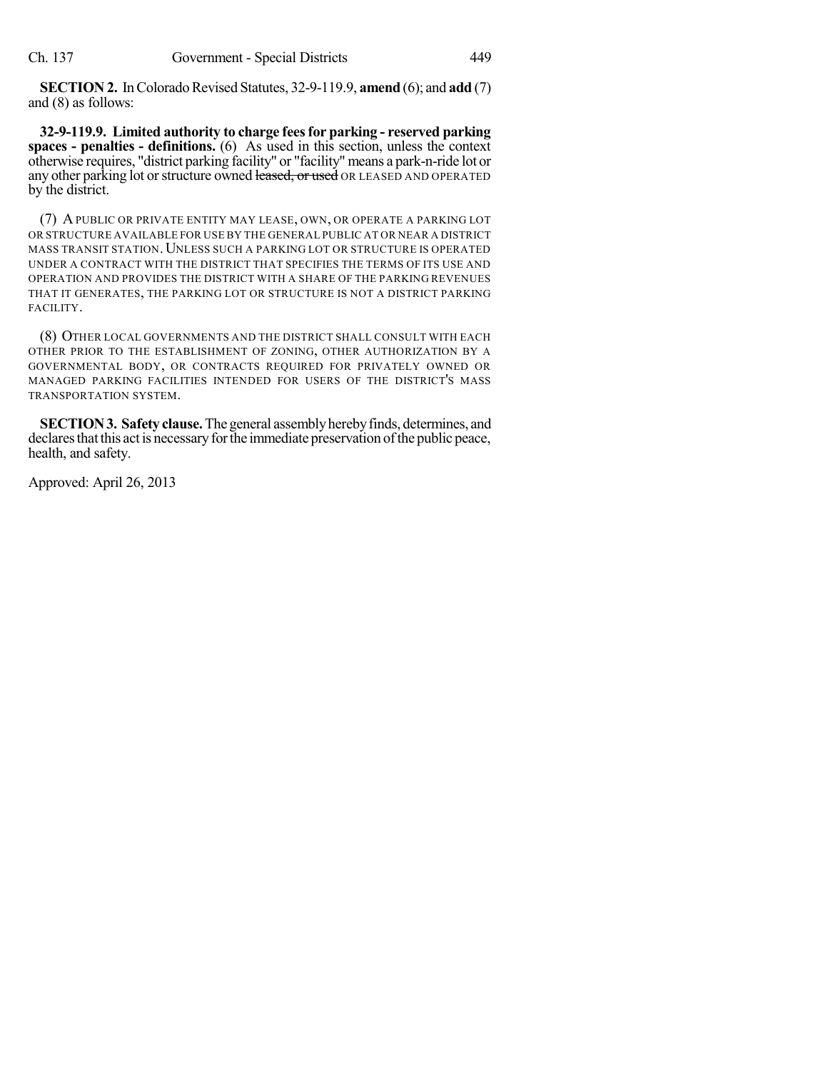**SECTION 2.** In Colorado Revised Statutes, 32-9-119.9, **amend** (6); and **add** (7) and (8) as follows:

**32-9-119.9. Limited authority to charge fees for parking - reserved parking spaces - penalties - definitions.** (6) As used in this section, unless the context otherwise requires, "district parking facility" or "facility" means a park-n-ride lot or any other parking lot or structure owned ~~leased, or used~~ OR LEASED AND OPERATED by the district.

(7) A PUBLIC OR PRIVATE ENTITY MAY LEASE, OWN, OR OPERATE A PARKING LOT OR STRUCTURE AVAILABLE FOR USE BY THE GENERAL PUBLIC AT OR NEAR A DISTRICT MASS TRANSIT STATION. UNLESS SUCH A PARKING LOT OR STRUCTURE IS OPERATED UNDER A CONTRACT WITH THE DISTRICT THAT SPECIFIES THE TERMS OF ITS USE AND OPERATION AND PROVIDES THE DISTRICT WITH A SHARE OF THE PARKING REVENUES THAT IT GENERATES, THE PARKING LOT OR STRUCTURE IS NOT A DISTRICT PARKING FACILITY.

(8) OTHER LOCAL GOVERNMENTS AND THE DISTRICT SHALL CONSULT WITH EACH OTHER PRIOR TO THE ESTABLISHMENT OF ZONING, OTHER AUTHORIZATION BY A GOVERNMENTAL BODY, OR CONTRACTS REQUIRED FOR PRIVATELY OWNED OR MANAGED PARKING FACILITIES INTENDED FOR USERS OF THE DISTRICT'S MASS TRANSPORTATION SYSTEM.

**SECTION 3. Safety clause.** The general assembly hereby finds, determines, and declares that this act is necessary for the immediate preservation of the public peace, health, and safety.

Approved: April 26, 2013